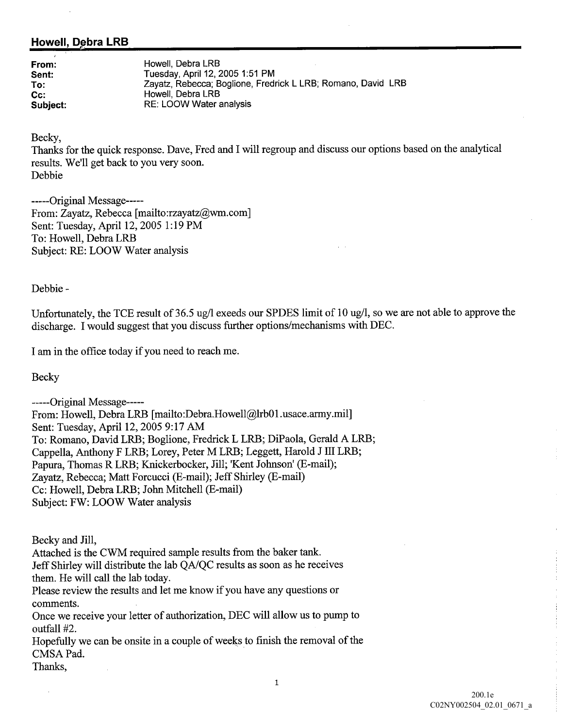## Howell, Debra LRB

| | |
|---|---|
| **From:** | Howell, Debra LRB |
| **Sent:** | Tuesday, April 12, 2005 1:51 PM |
| **To:** | Zayatz, Rebecca; Boglione, Fredrick L LRB; Romano, David LRB |
| **Cc:** | Howell, Debra LRB |
| **Subject:** | RE: LOOW Water analysis |

Becky,
Thanks for the quick response. Dave, Fred and I will regroup and discuss our options based on the analytical results. We'll get back to you very soon.
Debbie

-----Original Message-----
From: Zayatz, Rebecca [mailto:rzayatz@wm.com]
Sent: Tuesday, April 12, 2005 1:19 PM
To: Howell, Debra LRB
Subject: RE: LOOW Water analysis

Debbie -

Unfortunately, the TCE result of 36.5 ug/l exeeds our SPDES limit of 10 ug/l, so we are not able to approve the discharge. I would suggest that you discuss further options/mechanisms with DEC.

I am in the office today if you need to reach me.

Becky

-----Original Message-----
From: Howell, Debra LRB [mailto:Debra.Howell@lrb01.usace.army.mil]
Sent: Tuesday, April 12, 2005 9:17 AM
To: Romano, David LRB; Boglione, Fredrick L LRB; DiPaola, Gerald A LRB; Cappella, Anthony F LRB; Lorey, Peter M LRB; Leggett, Harold J III LRB; Papura, Thomas R LRB; Knickerbocker, Jill; 'Kent Johnson' (E-mail); Zayatz, Rebecca; Matt Forcucci (E-mail); Jeff Shirley (E-mail)
Cc: Howell, Debra LRB; John Mitchell (E-mail)
Subject: FW: LOOW Water analysis

Becky and Jill,
Attached is the CWM required sample results from the baker tank.
Jeff Shirley will distribute the lab QA/QC results as soon as he receives them. He will call the lab today.
Please review the results and let me know if you have any questions or comments.
Once we receive your letter of authorization, DEC will allow us to pump to outfall #2.
Hopefully we can be onsite in a couple of weeks to finish the removal of the CMSA Pad.
Thanks,

200.1e
C02NY002504_02.01_0671_a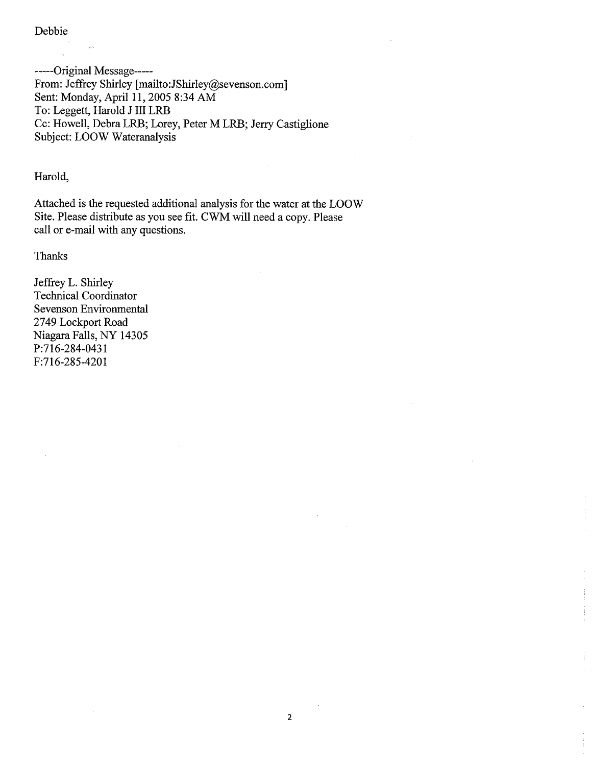Debbie

-----Original Message-----
From: Jeffrey Shirley [mailto:JShirley@sevenson.com]
Sent: Monday, April 11, 2005 8:34 AM
To: Leggett, Harold J III LRB
Cc: Howell, Debra LRB; Lorey, Peter M LRB; Jerry Castiglione
Subject: LOOW Wateranalysis

Harold,

Attached is the requested additional analysis for the water at the LOOW Site. Please distribute as you see fit. CWM will need a copy. Please call or e-mail with any questions.

Thanks

Jeffrey L. Shirley
Technical Coordinator
Sevenson Environmental
2749 Lockport Road
Niagara Falls, NY 14305
P:716-284-0431
F:716-285-4201